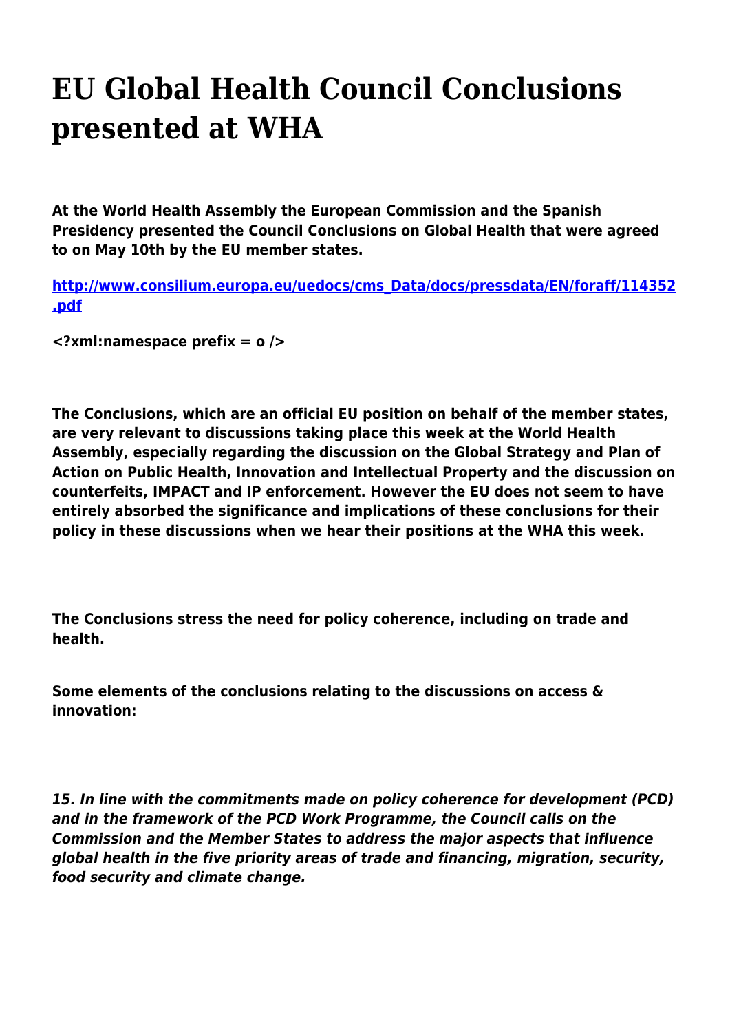# EU Global Health Council Conclusions presented at WHA

**At the World Health Assembly the European Commission and the Spanish Presidency presented the Council Conclusions on Global Health that were agreed to on May 10th by the EU member states.**

**[http://www.consilium.europa.eu/uedocs/cms_Data/docs/pressdata/EN/foraff/114352.pdf](http://www.consilium.europa.eu/uedocs/cms_Data/docs/pressdata/EN/foraff/114352.pdf)**

**<?xml:namespace prefix = o />**

**The Conclusions, which are an official EU position on behalf of the member states, are very relevant to discussions taking place this week at the World Health Assembly, especially regarding the discussion on the Global Strategy and Plan of Action on Public Health, Innovation and Intellectual Property and the discussion on counterfeits, IMPACT and IP enforcement. However the EU does not seem to have entirely absorbed the significance and implications of these conclusions for their policy in these discussions when we hear their positions at the WHA this week.**

**The Conclusions stress the need for policy coherence, including on trade and health.**

**Some elements of the conclusions relating to the discussions on access & innovation:**

***15. In line with the commitments made on policy coherence for development (PCD) and in the framework of the PCD Work Programme, the Council calls on the Commission and the Member States to address the major aspects that influence global health in the five priority areas of trade and financing, migration, security, food security and climate change.***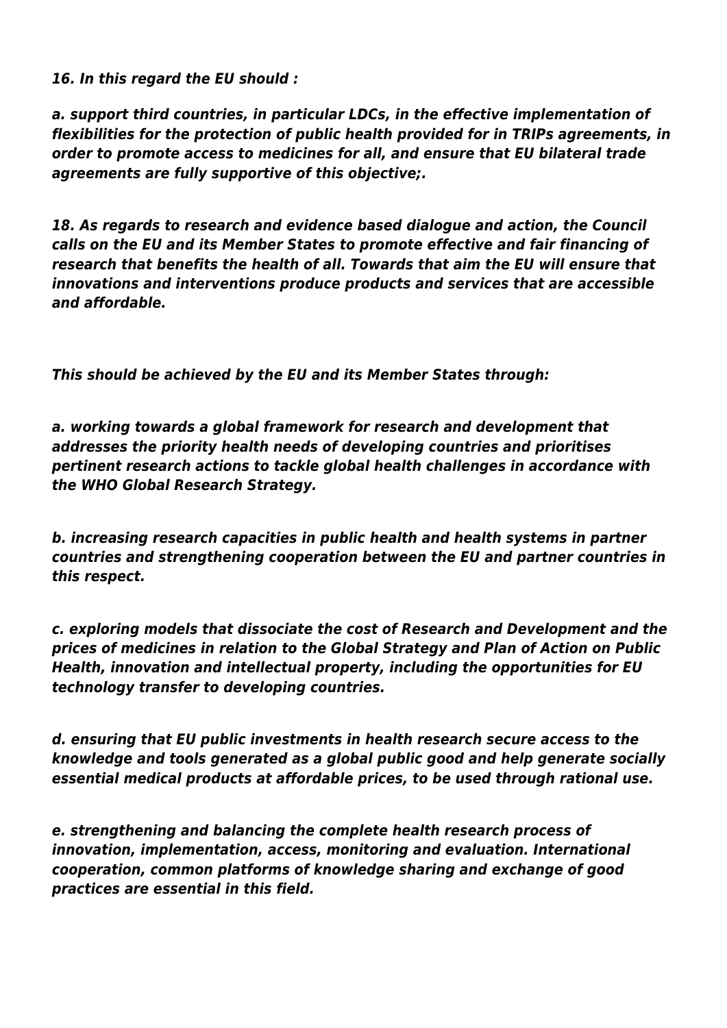***16. In this regard the EU should :***

***a. support third countries, in particular LDCs, in the effective implementation of flexibilities for the protection of public health provided for in TRIPs agreements, in order to promote access to medicines for all, and ensure that EU bilateral trade agreements are fully supportive of this objective;.***

***18. As regards to research and evidence based dialogue and action, the Council calls on the EU and its Member States to promote effective and fair financing of research that benefits the health of all. Towards that aim the EU will ensure that innovations and interventions produce products and services that are accessible and affordable.***

***This should be achieved by the EU and its Member States through:***

***a. working towards a global framework for research and development that addresses the priority health needs of developing countries and prioritises pertinent research actions to tackle global health challenges in accordance with the WHO Global Research Strategy.***

***b. increasing research capacities in public health and health systems in partner countries and strengthening cooperation between the EU and partner countries in this respect.***

***c. exploring models that dissociate the cost of Research and Development and the prices of medicines in relation to the Global Strategy and Plan of Action on Public Health, innovation and intellectual property, including the opportunities for EU technology transfer to developing countries.***

***d. ensuring that EU public investments in health research secure access to the knowledge and tools generated as a global public good and help generate socially essential medical products at affordable prices, to be used through rational use.***

***e. strengthening and balancing the complete health research process of innovation, implementation, access, monitoring and evaluation. International cooperation, common platforms of knowledge sharing and exchange of good practices are essential in this field.***